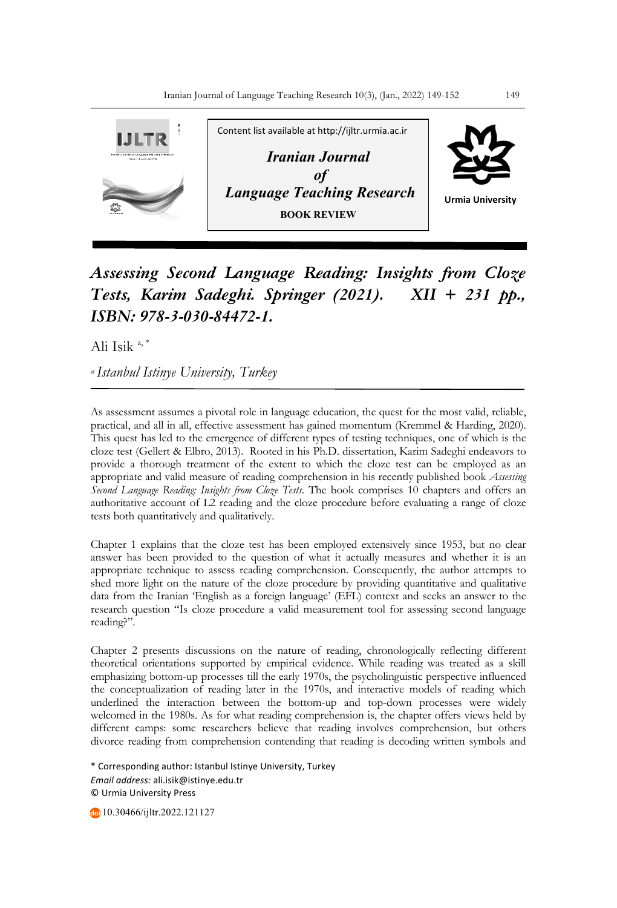Content list available at http://ijltr.urmia.ac.ir

*Iranian Journal of Language Teaching Research*

**BOOK REVIEW**

Urmia University

# *Assessing Second Language Reading: Insights from Cloze Tests, Karim Sadeghi. Springer (2021). XII + 231 pp., ISBN: 978-3-030-84472-1.*

Ali Isik [a, *]

[a] *Istanbul Istinye University, Turkey*

---

As assessment assumes a pivotal role in language education, the quest for the most valid, reliable, practical, and all in all, effective assessment has gained momentum (Kremmel & Harding, 2020). This quest has led to the emergence of different types of testing techniques, one of which is the cloze test (Gellert & Elbro, 2013). Rooted in his Ph.D. dissertation, Karim Sadeghi endeavors to provide a thorough treatment of the extent to which the cloze test can be employed as an appropriate and valid measure of reading comprehension in his recently published book *Assessing Second Language Reading: Insights from Cloze Tests*. The book comprises 10 chapters and offers an authoritative account of L2 reading and the cloze procedure before evaluating a range of cloze tests both quantitatively and qualitatively.

Chapter 1 explains that the cloze test has been employed extensively since 1953, but no clear answer has been provided to the question of what it actually measures and whether it is an appropriate technique to assess reading comprehension. Consequently, the author attempts to shed more light on the nature of the cloze procedure by providing quantitative and qualitative data from the Iranian 'English as a foreign language' (EFL) context and seeks an answer to the research question "Is cloze procedure a valid measurement tool for assessing second language reading?".

Chapter 2 presents discussions on the nature of reading, chronologically reflecting different theoretical orientations supported by empirical evidence. While reading was treated as a skill emphasizing bottom-up processes till the early 1970s, the psycholinguistic perspective influenced the conceptualization of reading later in the 1970s, and interactive models of reading which underlined the interaction between the bottom-up and top-down processes were widely welcomed in the 1980s. As for what reading comprehension is, the chapter offers views held by different camps: some researchers believe that reading involves comprehension, but others divorce reading from comprehension contending that reading is decoding written symbols and

* Corresponding author: Istanbul Istinye University, Turkey
*Email address:* ali.isik@istinye.edu.tr
© Urmia University Press

10.30466/ijltr.2022.121127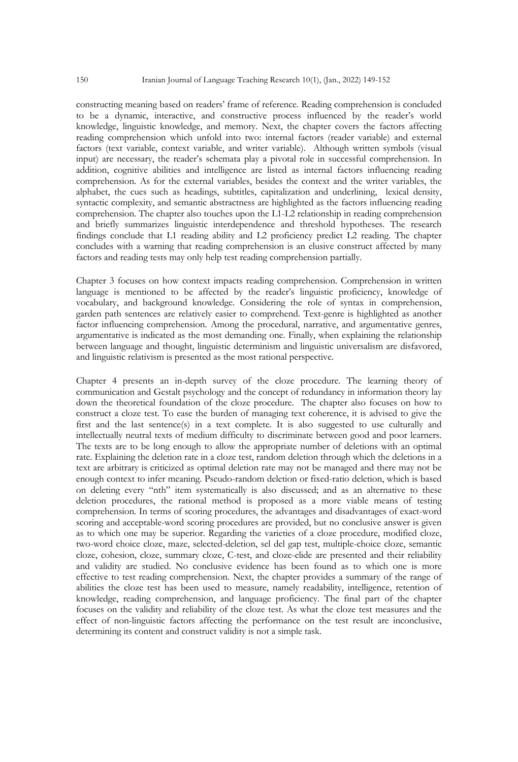constructing meaning based on readers' frame of reference. Reading comprehension is concluded to be a dynamic, interactive, and constructive process influenced by the reader's world knowledge, linguistic knowledge, and memory. Next, the chapter covers the factors affecting reading comprehension which unfold into two: internal factors (reader variable) and external factors (text variable, context variable, and writer variable). Although written symbols (visual input) are necessary, the reader's schemata play a pivotal role in successful comprehension. In addition, cognitive abilities and intelligence are listed as internal factors influencing reading comprehension. As for the external variables, besides the context and the writer variables, the alphabet, the cues such as headings, subtitles, capitalization and underlining, lexical density, syntactic complexity, and semantic abstractness are highlighted as the factors influencing reading comprehension. The chapter also touches upon the L1-L2 relationship in reading comprehension and briefly summarizes linguistic interdependence and threshold hypotheses. The research findings conclude that L1 reading ability and L2 proficiency predict L2 reading. The chapter concludes with a warning that reading comprehension is an elusive construct affected by many factors and reading tests may only help test reading comprehension partially.

Chapter 3 focuses on how context impacts reading comprehension. Comprehension in written language is mentioned to be affected by the reader's linguistic proficiency, knowledge of vocabulary, and background knowledge. Considering the role of syntax in comprehension, garden path sentences are relatively easier to comprehend. Text-genre is highlighted as another factor influencing comprehension. Among the procedural, narrative, and argumentative genres, argumentative is indicated as the most demanding one. Finally, when explaining the relationship between language and thought, linguistic determinism and linguistic universalism are disfavored, and linguistic relativism is presented as the most rational perspective.

Chapter 4 presents an in-depth survey of the cloze procedure. The learning theory of communication and Gestalt psychology and the concept of redundancy in information theory lay down the theoretical foundation of the cloze procedure. The chapter also focuses on how to construct a cloze test. To ease the burden of managing text coherence, it is advised to give the first and the last sentence(s) in a text complete. It is also suggested to use culturally and intellectually neutral texts of medium difficulty to discriminate between good and poor learners. The texts are to be long enough to allow the appropriate number of deletions with an optimal rate. Explaining the deletion rate in a cloze test, random deletion through which the deletions in a text are arbitrary is criticized as optimal deletion rate may not be managed and there may not be enough context to infer meaning. Pseudo-random deletion or fixed-ratio deletion, which is based on deleting every "nth" item systematically is also discussed; and as an alternative to these deletion procedures, the rational method is proposed as a more viable means of testing comprehension. In terms of scoring procedures, the advantages and disadvantages of exact-word scoring and acceptable-word scoring procedures are provided, but no conclusive answer is given as to which one may be superior. Regarding the varieties of a cloze procedure, modified cloze, two-word choice cloze, maze, selected-deletion, sel del gap test, multiple-choice cloze, semantic cloze, cohesion, cloze, summary cloze, C-test, and cloze-elide are presented and their reliability and validity are studied. No conclusive evidence has been found as to which one is more effective to test reading comprehension. Next, the chapter provides a summary of the range of abilities the cloze test has been used to measure, namely readability, intelligence, retention of knowledge, reading comprehension, and language proficiency. The final part of the chapter focuses on the validity and reliability of the cloze test. As what the cloze test measures and the effect of non-linguistic factors affecting the performance on the test result are inconclusive, determining its content and construct validity is not a simple task.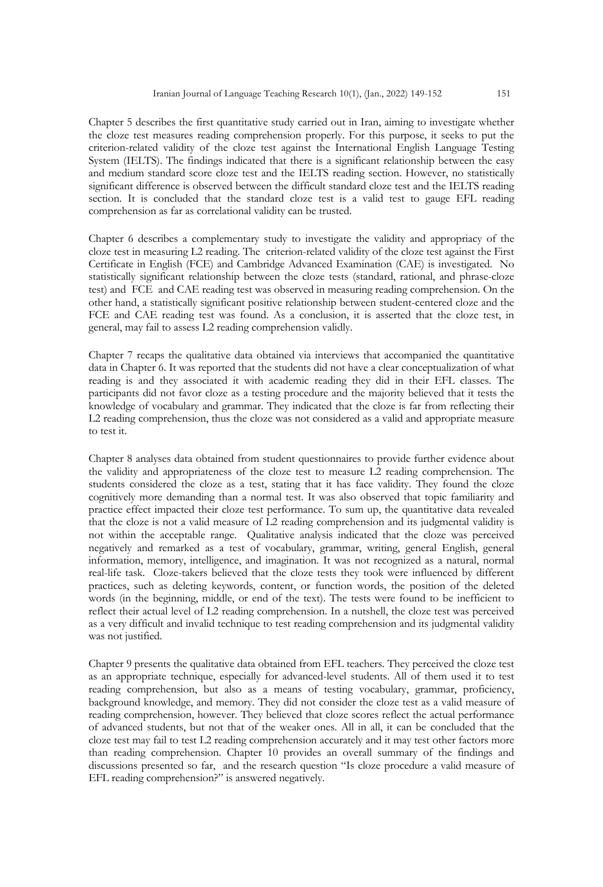Chapter 5 describes the first quantitative study carried out in Iran, aiming to investigate whether the cloze test measures reading comprehension properly. For this purpose, it seeks to put the criterion-related validity of the cloze test against the International English Language Testing System (IELTS). The findings indicated that there is a significant relationship between the easy and medium standard score cloze test and the IELTS reading section. However, no statistically significant difference is observed between the difficult standard cloze test and the IELTS reading section. It is concluded that the standard cloze test is a valid test to gauge EFL reading comprehension as far as correlational validity can be trusted.

Chapter 6 describes a complementary study to investigate the validity and appropriacy of the cloze test in measuring L2 reading. The criterion-related validity of the cloze test against the First Certificate in English (FCE) and Cambridge Advanced Examination (CAE) is investigated. No statistically significant relationship between the cloze tests (standard, rational, and phrase-cloze test) and FCE and CAE reading test was observed in measuring reading comprehension. On the other hand, a statistically significant positive relationship between student-centered cloze and the FCE and CAE reading test was found. As a conclusion, it is asserted that the cloze test, in general, may fail to assess L2 reading comprehension validly.

Chapter 7 recaps the qualitative data obtained via interviews that accompanied the quantitative data in Chapter 6. It was reported that the students did not have a clear conceptualization of what reading is and they associated it with academic reading they did in their EFL classes. The participants did not favor cloze as a testing procedure and the majority believed that it tests the knowledge of vocabulary and grammar. They indicated that the cloze is far from reflecting their L2 reading comprehension, thus the cloze was not considered as a valid and appropriate measure to test it.

Chapter 8 analyses data obtained from student questionnaires to provide further evidence about the validity and appropriateness of the cloze test to measure L2 reading comprehension. The students considered the cloze as a test, stating that it has face validity. They found the cloze cognitively more demanding than a normal test. It was also observed that topic familiarity and practice effect impacted their cloze test performance. To sum up, the quantitative data revealed that the cloze is not a valid measure of L2 reading comprehension and its judgmental validity is not within the acceptable range. Qualitative analysis indicated that the cloze was perceived negatively and remarked as a test of vocabulary, grammar, writing, general English, general information, memory, intelligence, and imagination. It was not recognized as a natural, normal real-life task. Cloze-takers believed that the cloze tests they took were influenced by different practices, such as deleting keywords, content, or function words, the position of the deleted words (in the beginning, middle, or end of the text). The tests were found to be inefficient to reflect their actual level of L2 reading comprehension. In a nutshell, the cloze test was perceived as a very difficult and invalid technique to test reading comprehension and its judgmental validity was not justified.

Chapter 9 presents the qualitative data obtained from EFL teachers. They perceived the cloze test as an appropriate technique, especially for advanced-level students. All of them used it to test reading comprehension, but also as a means of testing vocabulary, grammar, proficiency, background knowledge, and memory. They did not consider the cloze test as a valid measure of reading comprehension, however. They believed that cloze scores reflect the actual performance of advanced students, but not that of the weaker ones. All in all, it can be concluded that the cloze test may fail to test L2 reading comprehension accurately and it may test other factors more than reading comprehension. Chapter 10 provides an overall summary of the findings and discussions presented so far, and the research question "Is cloze procedure a valid measure of EFL reading comprehension?" is answered negatively.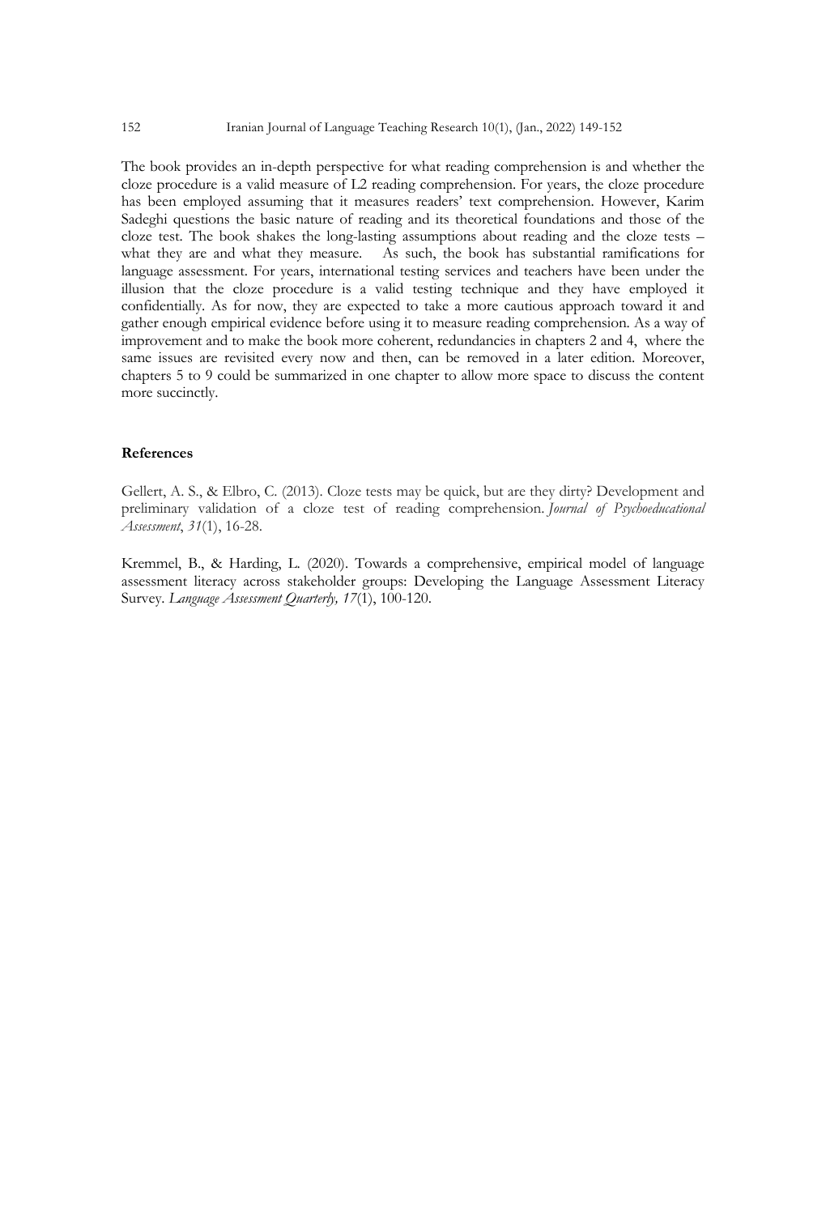The book provides an in-depth perspective for what reading comprehension is and whether the cloze procedure is a valid measure of L2 reading comprehension. For years, the cloze procedure has been employed assuming that it measures readers' text comprehension. However, Karim Sadeghi questions the basic nature of reading and its theoretical foundations and those of the cloze test. The book shakes the long-lasting assumptions about reading and the cloze tests – what they are and what they measure. As such, the book has substantial ramifications for language assessment. For years, international testing services and teachers have been under the illusion that the cloze procedure is a valid testing technique and they have employed it confidentially. As for now, they are expected to take a more cautious approach toward it and gather enough empirical evidence before using it to measure reading comprehension. As a way of improvement and to make the book more coherent, redundancies in chapters 2 and 4, where the same issues are revisited every now and then, can be removed in a later edition. Moreover, chapters 5 to 9 could be summarized in one chapter to allow more space to discuss the content more succinctly.

## References

Gellert, A. S., & Elbro, C. (2013). Cloze tests may be quick, but are they dirty? Development and preliminary validation of a cloze test of reading comprehension. *Journal of Psychoeducational Assessment*, *31*(1), 16-28.

Kremmel, B., & Harding, L. (2020). Towards a comprehensive, empirical model of language assessment literacy across stakeholder groups: Developing the Language Assessment Literacy Survey. *Language Assessment Quarterly, 17*(1), 100-120.